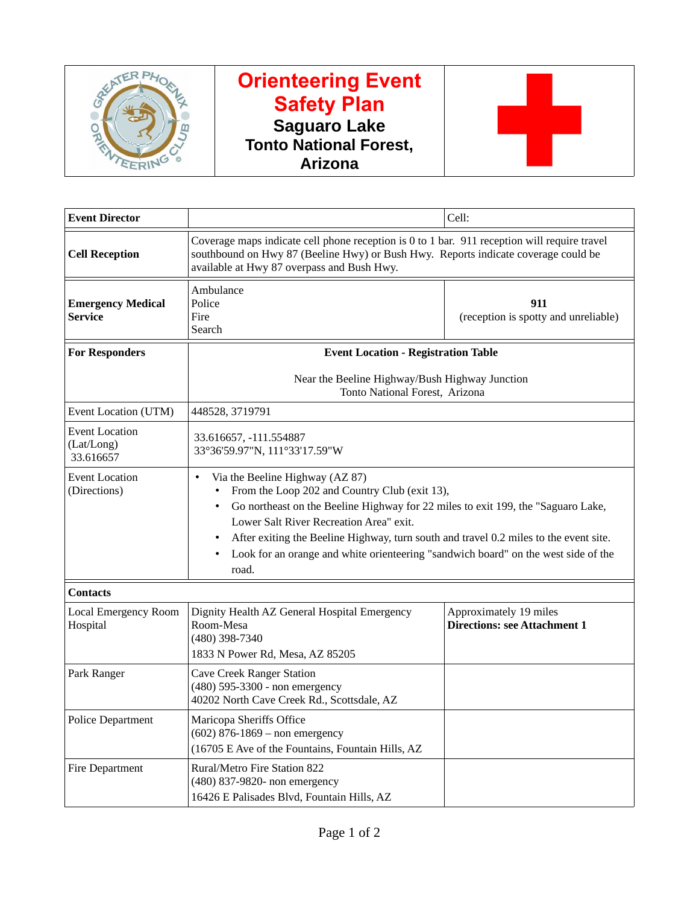# Orienteering Event Safety Plan

## Saguaro Lake
## Tonto National Forest, Arizona

| | | |
|---|---|---|
| **Event Director** | | Cell: |
| **Cell Reception** | Coverage maps indicate cell phone reception is 0 to 1 bar. 911 reception will require travel southbound on Hwy 87 (Beeline Hwy) or Bush Hwy. Reports indicate coverage could be available at Hwy 87 overpass and Bush Hwy. | |
| **Emergency Medical Service** | Ambulance<br>Police<br>Fire<br>Search | **911**<br>(reception is spotty and unreliable) |
| **For Responders** | **Event Location - Registration Table**<br><br>Near the Beeline Highway/Bush Highway Junction<br>Tonto National Forest, Arizona | |
| Event Location (UTM) | 448528, 3719791 | |
| Event Location (Lat/Long) 33.616657 | 33.616657, -111.554887<br>33°36'59.97"N, 111°33'17.59"W | |
| Event Location (Directions) | • Via the Beeline Highway (AZ 87)<br>  • From the Loop 202 and Country Club (exit 13),<br>  • Go northeast on the Beeline Highway for 22 miles to exit 199, the "Saguaro Lake, Lower Salt River Recreation Area" exit.<br>  • After exiting the Beeline Highway, turn south and travel 0.2 miles to the event site.<br>  • Look for an orange and white orienteering "sandwich board" on the west side of the road. | |
| **Contacts** | | |
| Local Emergency Room Hospital | Dignity Health AZ General Hospital Emergency Room-Mesa<br>(480) 398-7340<br>1833 N Power Rd, Mesa, AZ 85205 | Approximately 19 miles<br>**Directions: see Attachment 1** |
| Park Ranger | Cave Creek Ranger Station<br>(480) 595-3300 - non emergency<br>40202 North Cave Creek Rd., Scottsdale, AZ | |
| Police Department | Maricopa Sheriffs Office<br>(602) 876-1869 – non emergency<br>(16705 E Ave of the Fountains, Fountain Hills, AZ | |
| Fire Department | Rural/Metro Fire Station 822<br>(480) 837-9820- non emergency<br>16426 E Palisades Blvd, Fountain Hills, AZ | |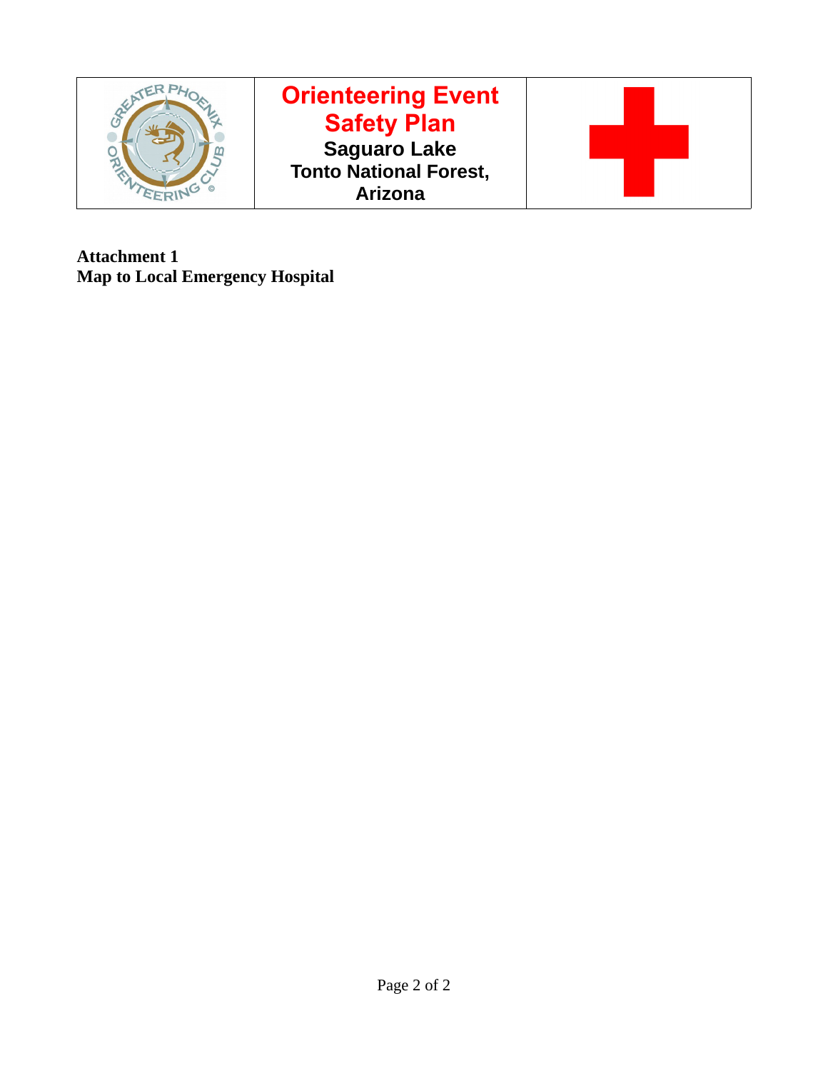| | | |
|---|---|---|
| | **Orienteering Event Safety Plan**<br>**Saguaro Lake**<br>**Tonto National Forest, Arizona** | |

**Attachment 1**
**Map to Local Emergency Hospital**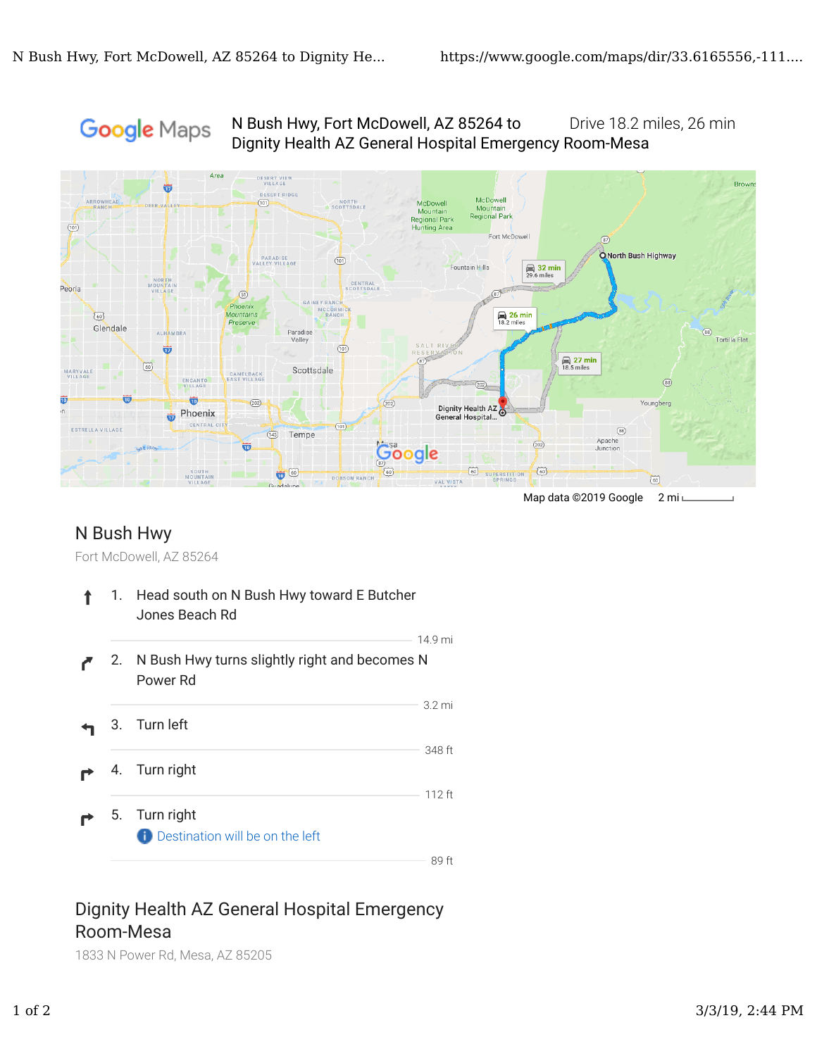Google Maps

N Bush Hwy, Fort McDowell, AZ 85264 to Dignity Health AZ General Hospital Emergency Room-Mesa

Drive 18.2 miles, 26 min

Map data ©2019 Google 2 mi

## N Bush Hwy

Fort McDowell, AZ 85264

1. Head south on N Bush Hwy toward E Butcher Jones Beach Rd

14.9 mi

2. N Bush Hwy turns slightly right and becomes N Power Rd

3.2 mi

3. Turn left

348 ft

4. Turn right

112 ft

5. Turn right

Destination will be on the left

89 ft

## Dignity Health AZ General Hospital Emergency Room-Mesa

1833 N Power Rd, Mesa, AZ 85205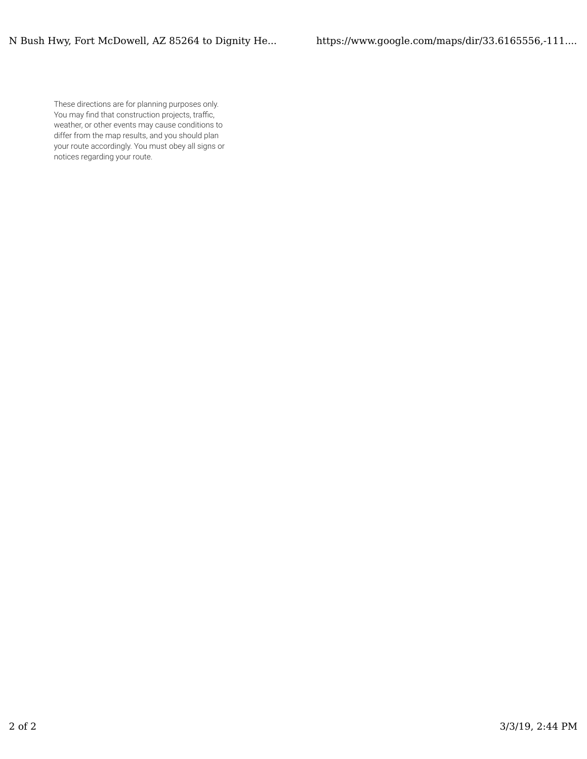These directions are for planning purposes only. You may find that construction projects, traffic, weather, or other events may cause conditions to differ from the map results, and you should plan your route accordingly. You must obey all signs or notices regarding your route.